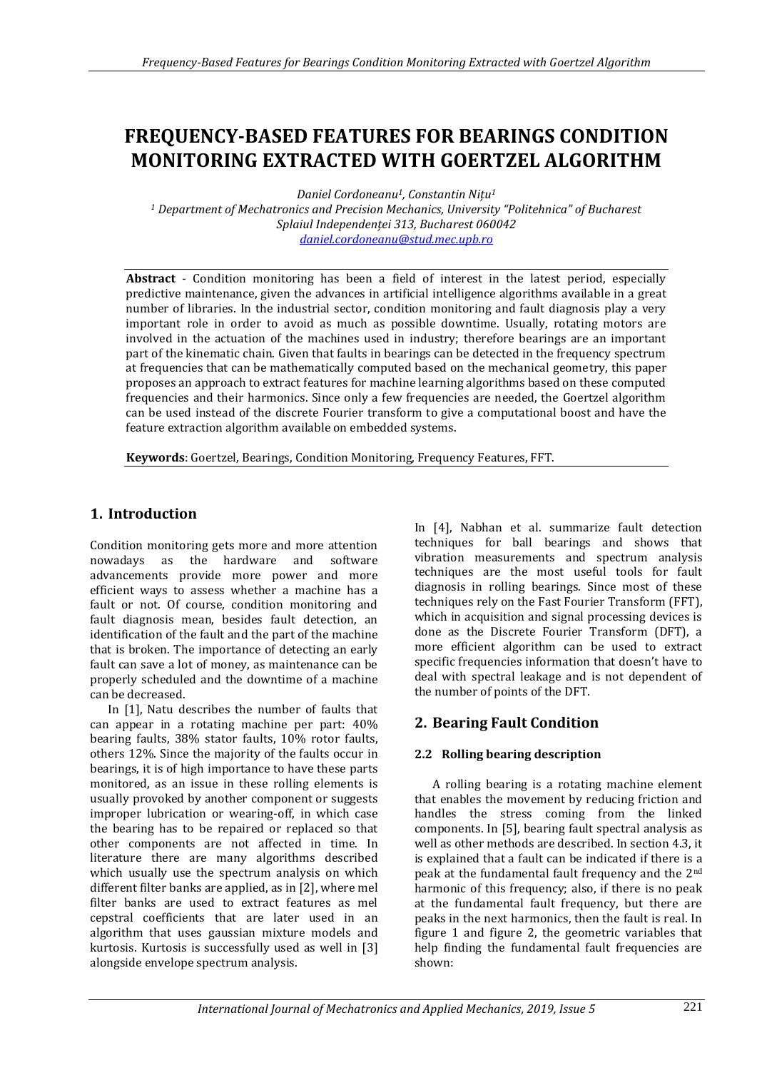# FREQUENCY-BASED FEATURES FOR BEARINGS CONDITION MONITORING EXTRACTED WITH GOERTZEL ALGORITHM

*Daniel Cordoneanu[1], Constantin Nițu[1]*

*[1] Department of Mechatronics and Precision Mechanics, University "Politehnica" of Bucharest*
*Splaiul Independenței 313, Bucharest 060042*
*daniel.cordoneanu@stud.mec.upb.ro*

**Abstract** - Condition monitoring has been a field of interest in the latest period, especially predictive maintenance, given the advances in artificial intelligence algorithms available in a great number of libraries. In the industrial sector, condition monitoring and fault diagnosis play a very important role in order to avoid as much as possible downtime. Usually, rotating motors are involved in the actuation of the machines used in industry; therefore bearings are an important part of the kinematic chain. Given that faults in bearings can be detected in the frequency spectrum at frequencies that can be mathematically computed based on the mechanical geometry, this paper proposes an approach to extract features for machine learning algorithms based on these computed frequencies and their harmonics. Since only a few frequencies are needed, the Goertzel algorithm can be used instead of the discrete Fourier transform to give a computational boost and have the feature extraction algorithm available on embedded systems.

**Keywords**: Goertzel, Bearings, Condition Monitoring, Frequency Features, FFT.

## 1. Introduction

Condition monitoring gets more and more attention nowadays as the hardware and software advancements provide more power and more efficient ways to assess whether a machine has a fault or not. Of course, condition monitoring and fault diagnosis mean, besides fault detection, an identification of the fault and the part of the machine that is broken. The importance of detecting an early fault can save a lot of money, as maintenance can be properly scheduled and the downtime of a machine can be decreased.

In [1], Natu describes the number of faults that can appear in a rotating machine per part: 40% bearing faults, 38% stator faults, 10% rotor faults, others 12%. Since the majority of the faults occur in bearings, it is of high importance to have these parts monitored, as an issue in these rolling elements is usually provoked by another component or suggests improper lubrication or wearing-off, in which case the bearing has to be repaired or replaced so that other components are not affected in time. In literature there are many algorithms described which usually use the spectrum analysis on which different filter banks are applied, as in [2], where mel filter banks are used to extract features as mel cepstral coefficients that are later used in an algorithm that uses gaussian mixture models and kurtosis. Kurtosis is successfully used as well in [3] alongside envelope spectrum analysis.

In [4], Nabhan et al. summarize fault detection techniques for ball bearings and shows that vibration measurements and spectrum analysis techniques are the most useful tools for fault diagnosis in rolling bearings. Since most of these techniques rely on the Fast Fourier Transform (FFT), which in acquisition and signal processing devices is done as the Discrete Fourier Transform (DFT), a more efficient algorithm can be used to extract specific frequencies information that doesn't have to deal with spectral leakage and is not dependent of the number of points of the DFT.

## 2. Bearing Fault Condition

### 2.2 Rolling bearing description

A rolling bearing is a rotating machine element that enables the movement by reducing friction and handles the stress coming from the linked components. In [5], bearing fault spectral analysis as well as other methods are described. In section 4.3, it is explained that a fault can be indicated if there is a peak at the fundamental fault frequency and the 2nd harmonic of this frequency; also, if there is no peak at the fundamental fault frequency, but there are peaks in the next harmonics, then the fault is real. In figure 1 and figure 2, the geometric variables that help finding the fundamental fault frequencies are shown: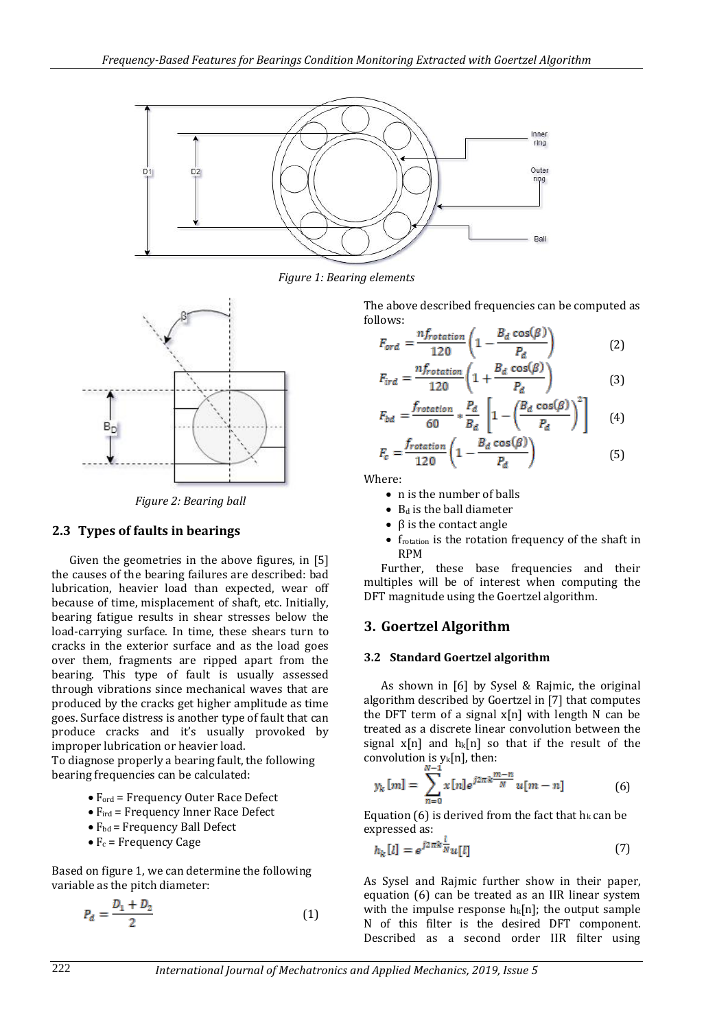Figure 1: Bearing elements

Figure 2: Bearing ball

### 2.3 Types of faults in bearings

Given the geometries in the above figures, in [5] the causes of the bearing failures are described: bad lubrication, heavier load than expected, wear off because of time, misplacement of shaft, etc. Initially, bearing fatigue results in shear stresses below the load-carrying surface. In time, these shears turn to cracks in the exterior surface and as the load goes over them, fragments are ripped apart from the bearing. This type of fault is usually assessed through vibrations since mechanical waves that are produced by the cracks get higher amplitude as time goes. Surface distress is another type of fault that can produce cracks and it's usually provoked by improper lubrication or heavier load.
To diagnose properly a bearing fault, the following bearing frequencies can be calculated:

- $F_{ord}$ = Frequency Outer Race Defect
- $F_{ird}$ = Frequency Inner Race Defect
- $F_{bd}$ = Frequency Ball Defect
- $F_c$ = Frequency Cage

Based on figure 1, we can determine the following variable as the pitch diameter:

$$P_d = \frac{D_1 + D_2}{2} \tag{1}$$

The above described frequencies can be computed as follows:

$$F_{ord} = \frac{n f_{rotation}}{120}\left(1 - \frac{B_d \cos(\beta)}{P_d}\right) \tag{2}$$

$$F_{ird} = \frac{n f_{rotation}}{120}\left(1 + \frac{B_d \cos(\beta)}{P_d}\right) \tag{3}$$

$$F_{bd} = \frac{f_{rotation}}{60} * \frac{P_d}{B_d}\left[1 - \left(\frac{B_d \cos(\beta)}{P_d}\right)^2\right] \tag{4}$$

$$F_c = \frac{f_{rotation}}{120}\left(1 - \frac{B_d \cos(\beta)}{P_d}\right) \tag{5}$$

Where:

- n is the number of balls
- $B_d$ is the ball diameter
- β is the contact angle
- $f_{rotation}$ is the rotation frequency of the shaft in RPM

Further, these base frequencies and their multiples will be of interest when computing the DFT magnitude using the Goertzel algorithm.

## 3. Goertzel Algorithm

### 3.2 Standard Goertzel algorithm

As shown in [6] by Sysel & Rajmic, the original algorithm described by Goertzel in [7] that computes the DFT term of a signal x[n] with length N can be treated as a discrete linear convolution between the signal x[n] and $h_k[n]$ so that if the result of the convolution is $y_k[n]$, then:

$$y_k[m] = \sum_{n=0}^{N-1} x[n] e^{j2\pi k \frac{m-n}{N}} u[m-n] \tag{6}$$

Equation (6) is derived from the fact that $h_k$ can be expressed as:

$$h_k[l] = e^{j2\pi k \frac{l}{N}} u[l] \tag{7}$$

As Sysel and Rajmic further show in their paper, equation (6) can be treated as an IIR linear system with the impulse response $h_k[n]$; the output sample N of this filter is the desired DFT component. Described as a second order IIR filter using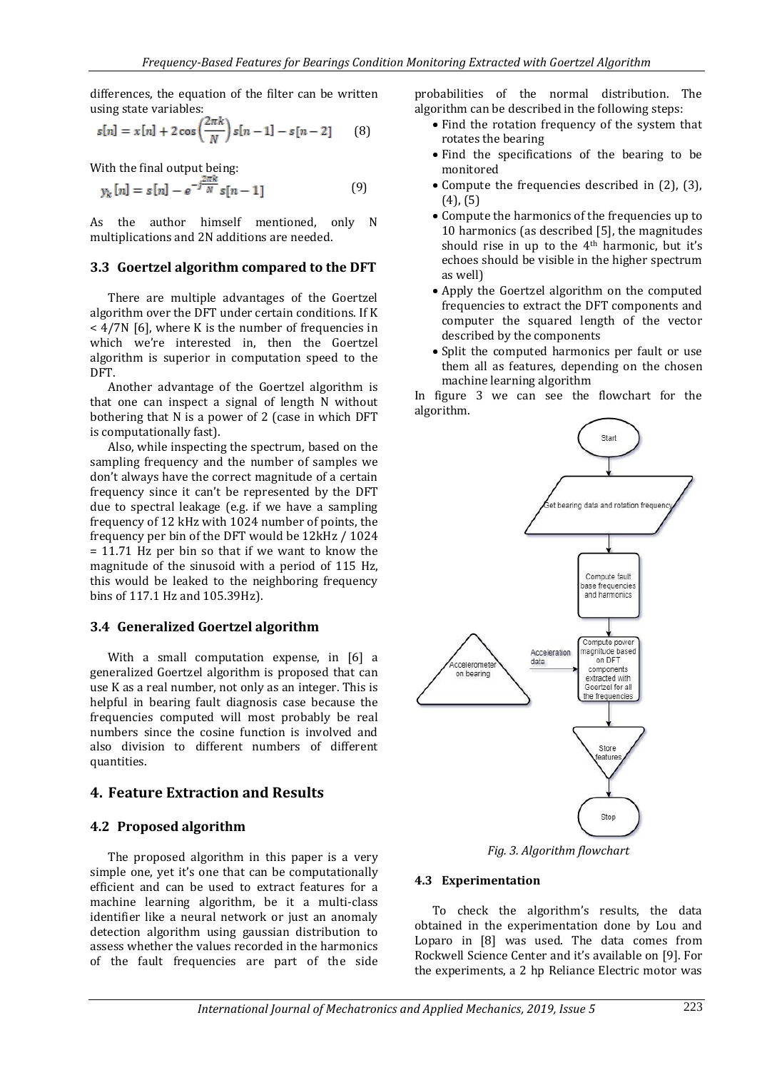differences, the equation of the filter can be written using state variables:

$$s[n] = x[n] + 2\cos\left(\frac{2\pi k}{N}\right)s[n-1] - s[n-2] \quad (8)$$

With the final output being:

$$y_k[n] = s[n] - e^{-j\frac{2\pi k}{N}}s[n-1] \quad (9)$$

As the author himself mentioned, only N multiplications and 2N additions are needed.

### 3.3 Goertzel algorithm compared to the DFT

There are multiple advantages of the Goertzel algorithm over the DFT under certain conditions. If K < 4/7N [6], where K is the number of frequencies in which we're interested in, then the Goertzel algorithm is superior in computation speed to the DFT.

Another advantage of the Goertzel algorithm is that one can inspect a signal of length N without bothering that N is a power of 2 (case in which DFT is computationally fast).

Also, while inspecting the spectrum, based on the sampling frequency and the number of samples we don't always have the correct magnitude of a certain frequency since it can't be represented by the DFT due to spectral leakage (e.g. if we have a sampling frequency of 12 kHz with 1024 number of points, the frequency per bin of the DFT would be 12kHz / 1024 = 11.71 Hz per bin so that if we want to know the magnitude of the sinusoid with a period of 115 Hz, this would be leaked to the neighboring frequency bins of 117.1 Hz and 105.39Hz).

### 3.4 Generalized Goertzel algorithm

With a small computation expense, in [6] a generalized Goertzel algorithm is proposed that can use K as a real number, not only as an integer. This is helpful in bearing fault diagnosis case because the frequencies computed will most probably be real numbers since the cosine function is involved and also division to different numbers of different quantities.

## 4. Feature Extraction and Results

### 4.2 Proposed algorithm

The proposed algorithm in this paper is a very simple one, yet it's one that can be computationally efficient and can be used to extract features for a machine learning algorithm, be it a multi-class identifier like a neural network or just an anomaly detection algorithm using gaussian distribution to assess whether the values recorded in the harmonics of the fault frequencies are part of the side probabilities of the normal distribution. The algorithm can be described in the following steps:

- Find the rotation frequency of the system that rotates the bearing
- Find the specifications of the bearing to be monitored
- Compute the frequencies described in (2), (3), (4), (5)
- Compute the harmonics of the frequencies up to 10 harmonics (as described [5], the magnitudes should rise in up to the 4th harmonic, but it's echoes should be visible in the higher spectrum as well)
- Apply the Goertzel algorithm on the computed frequencies to extract the DFT components and computer the squared length of the vector described by the components
- Split the computed harmonics per fault or use them all as features, depending on the chosen machine learning algorithm

In figure 3 we can see the flowchart for the algorithm.

```
Start
  ↓
Get bearing data and rotation frequency
  ↓
Compute fault base frequencies and harmonics
  ↓
Accelerometer on bearing --(Acceleration data)--> Compute power magnitude based on DFT components extracted with Goertzel for all the frequencies
  ↓
Store features
  ↓
Stop
```

*Fig. 3. Algorithm flowchart*

### 4.3 Experimentation

To check the algorithm's results, the data obtained in the experimentation done by Lou and Loparo in [8] was used. The data comes from Rockwell Science Center and it's available on [9]. For the experiments, a 2 hp Reliance Electric motor was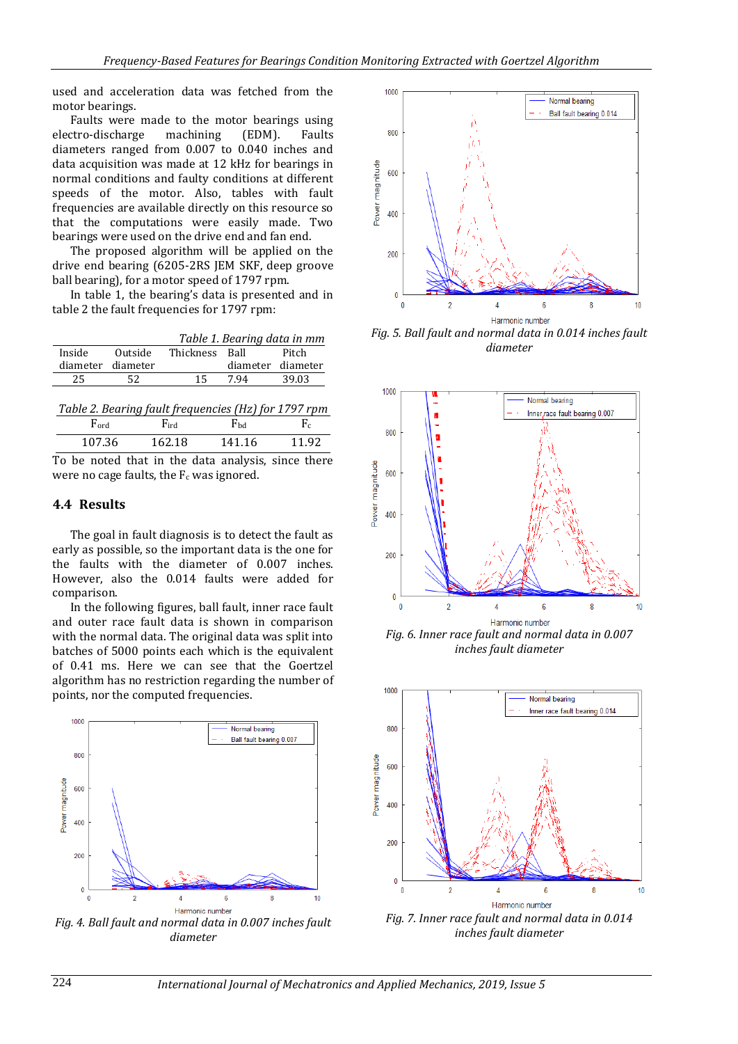used and acceleration data was fetched from the motor bearings.

Faults were made to the motor bearings using electro-discharge machining (EDM). Faults diameters ranged from 0.007 to 0.040 inches and data acquisition was made at 12 kHz for bearings in normal conditions and faulty conditions at different speeds of the motor. Also, tables with fault frequencies are available directly on this resource so that the computations were easily made. Two bearings were used on the drive end and fan end.

The proposed algorithm will be applied on the drive end bearing (6205-2RS JEM SKF, deep groove ball bearing), for a motor speed of 1797 rpm.

In table 1, the bearing's data is presented and in table 2 the fault frequencies for 1797 rpm:

*Table 1. Bearing data in mm*

| Inside diameter | Outside diameter | Thickness | Ball diameter | Pitch diameter |
|---|---|---|---|---|
| 25 | 52 | 15 | 7.94 | 39.03 |

*Table 2. Bearing fault frequencies (Hz) for 1797 rpm*

| $F_{ord}$ | $F_{ird}$ | $F_{bd}$ | $F_c$ |
|---|---|---|---|
| 107.36 | 162.18 | 141.16 | 11.92 |

To be noted that in the data analysis, since there were no cage faults, the $F_c$ was ignored.

## 4.4 Results

The goal in fault diagnosis is to detect the fault as early as possible, so the important data is the one for the faults with the diameter of 0.007 inches. However, also the 0.014 faults were added for comparison.

In the following figures, ball fault, inner race fault and outer race fault data is shown in comparison with the normal data. The original data was split into batches of 5000 points each which is the equivalent of 0.41 ms. Here we can see that the Goertzel algorithm has no restriction regarding the number of points, nor the computed frequencies.

*Fig. 4. Ball fault and normal data in 0.007 inches fault diameter*

*Fig. 5. Ball fault and normal data in 0.014 inches fault diameter*

*Fig. 6. Inner race fault and normal data in 0.007 inches fault diameter*

*Fig. 7. Inner race fault and normal data in 0.014 inches fault diameter*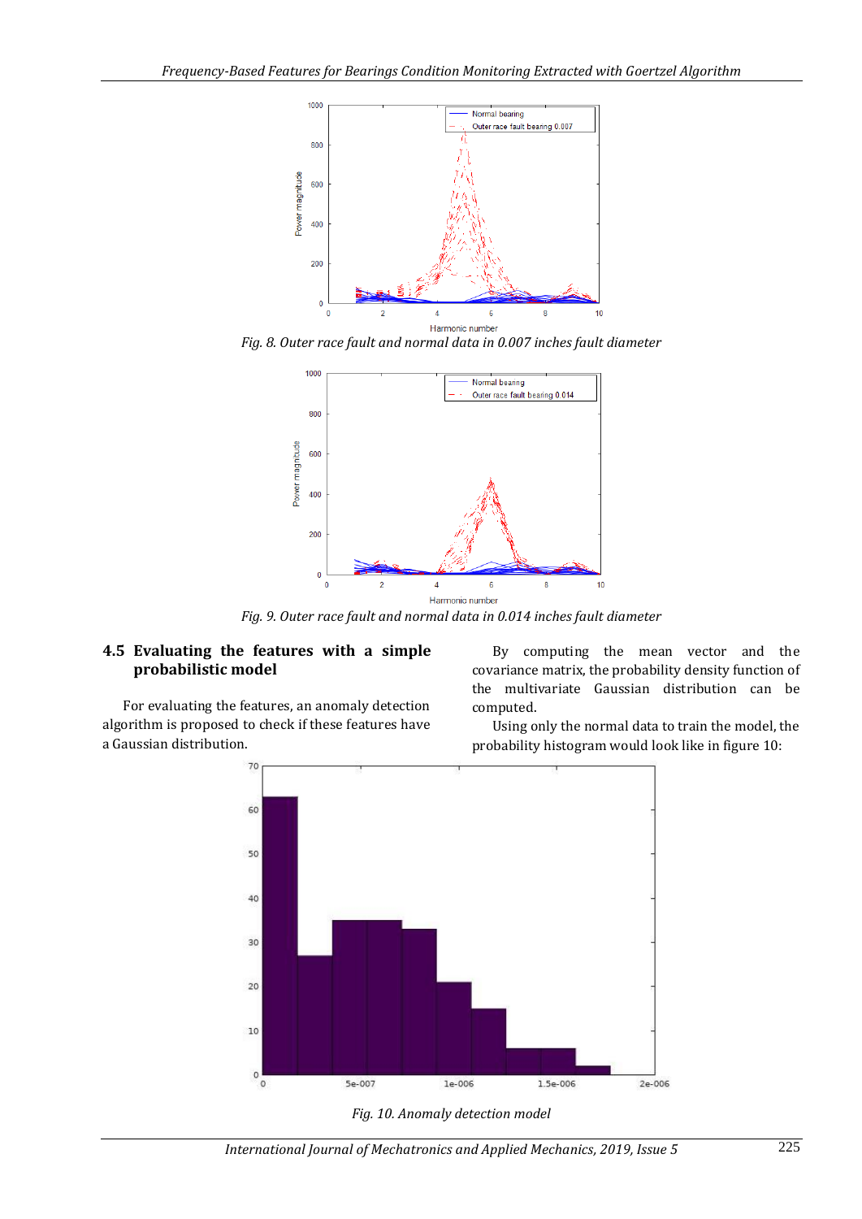Fig. 8. Outer race fault and normal data in 0.007 inches fault diameter

Fig. 9. Outer race fault and normal data in 0.014 inches fault diameter

### 4.5 Evaluating the features with a simple probabilistic model

For evaluating the features, an anomaly detection algorithm is proposed to check if these features have a Gaussian distribution.

By computing the mean vector and the covariance matrix, the probability density function of the multivariate Gaussian distribution can be computed.

Using only the normal data to train the model, the probability histogram would look like in figure 10:

Fig. 10. Anomaly detection model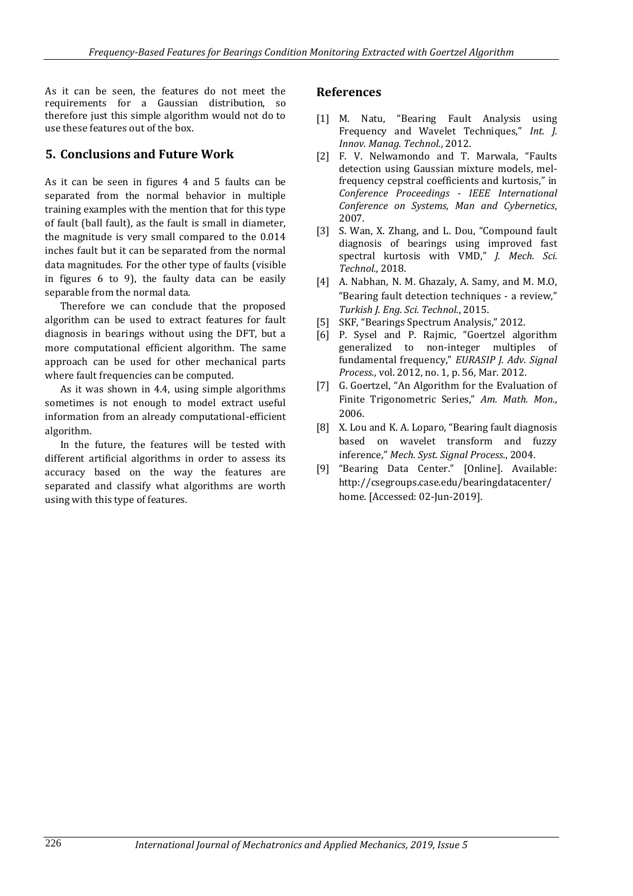As it can be seen, the features do not meet the requirements for a Gaussian distribution, so therefore just this simple algorithm would not do to use these features out of the box.

## 5. Conclusions and Future Work

As it can be seen in figures 4 and 5 faults can be separated from the normal behavior in multiple training examples with the mention that for this type of fault (ball fault), as the fault is small in diameter, the magnitude is very small compared to the 0.014 inches fault but it can be separated from the normal data magnitudes. For the other type of faults (visible in figures 6 to 9), the faulty data can be easily separable from the normal data.

Therefore we can conclude that the proposed algorithm can be used to extract features for fault diagnosis in bearings without using the DFT, but a more computational efficient algorithm. The same approach can be used for other mechanical parts where fault frequencies can be computed.

As it was shown in 4.4, using simple algorithms sometimes is not enough to model extract useful information from an already computational-efficient algorithm.

In the future, the features will be tested with different artificial algorithms in order to assess its accuracy based on the way the features are separated and classify what algorithms are worth using with this type of features.

## References

[1] M. Natu, "Bearing Fault Analysis using Frequency and Wavelet Techniques," *Int. J. Innov. Manag. Technol.*, 2012.

[2] F. V. Nelwamondo and T. Marwala, "Faults detection using Gaussian mixture models, mel-frequency cepstral coefficients and kurtosis," in *Conference Proceedings - IEEE International Conference on Systems, Man and Cybernetics*, 2007.

[3] S. Wan, X. Zhang, and L. Dou, "Compound fault diagnosis of bearings using improved fast spectral kurtosis with VMD," *J. Mech. Sci. Technol.*, 2018.

[4] A. Nabhan, N. M. Ghazaly, A. Samy, and M. M.O, "Bearing fault detection techniques - a review," *Turkish J. Eng. Sci. Technol.*, 2015.

[5] SKF, "Bearings Spectrum Analysis," 2012.

[6] P. Sysel and P. Rajmic, "Goertzel algorithm generalized to non-integer multiples of fundamental frequency," *EURASIP J. Adv. Signal Process.*, vol. 2012, no. 1, p. 56, Mar. 2012.

[7] G. Goertzel, "An Algorithm for the Evaluation of Finite Trigonometric Series," *Am. Math. Mon.*, 2006.

[8] X. Lou and K. A. Loparo, "Bearing fault diagnosis based on wavelet transform and fuzzy inference," *Mech. Syst. Signal Process.*, 2004.

[9] "Bearing Data Center." [Online]. Available: http://csegroups.case.edu/bearingdatacenter/home. [Accessed: 02-Jun-2019].